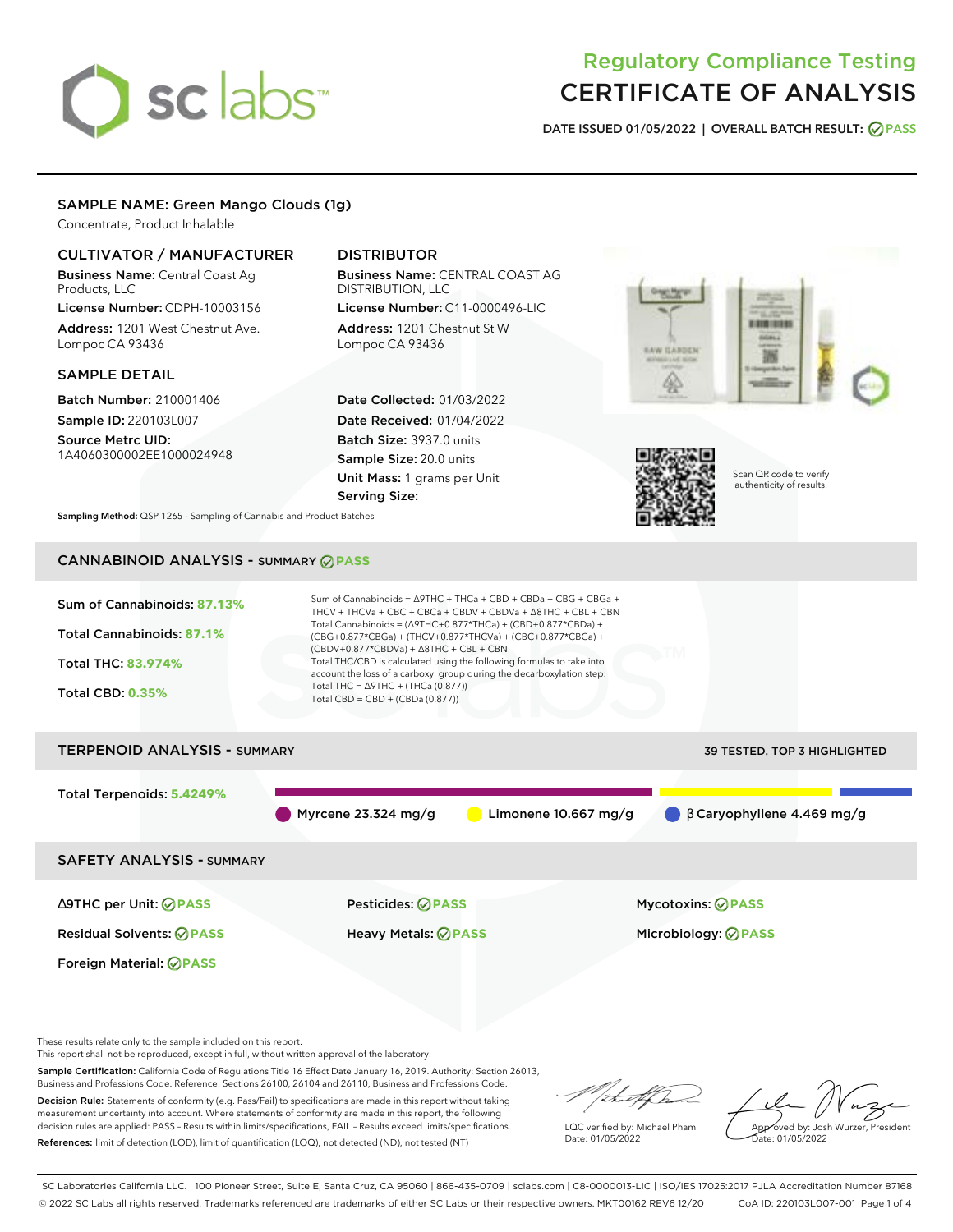# Regulatory Compliance Testing
# CERTIFICATE OF ANALYSIS

**DATE ISSUED 01/05/2022 | OVERALL BATCH RESULT: PASS**

## SAMPLE NAME: Green Mango Clouds (1g)

Concentrate, Product Inhalable

### CULTIVATOR / MANUFACTURER

**Business Name:** Central Coast Ag Products, LLC
**License Number:** CDPH-10003156
**Address:** 1201 West Chestnut Ave. Lompoc CA 93436

### DISTRIBUTOR

**Business Name:** CENTRAL COAST AG DISTRIBUTION, LLC
**License Number:** C11-0000496-LIC
**Address:** 1201 Chestnut St W Lompoc CA 93436

### SAMPLE DETAIL

**Batch Number:** 210001406
**Sample ID:** 220103L007
**Source Metrc UID:** 1A4060300002EE1000024948

**Date Collected:** 01/03/2022
**Date Received:** 01/04/2022
**Batch Size:** 3937.0 units
**Sample Size:** 20.0 units
**Unit Mass:** 1 grams per Unit
**Serving Size:**

Scan QR code to verify authenticity of results.

**Sampling Method:** QSP 1265 - Sampling of Cannabis and Product Batches

## CANNABINOID ANALYSIS - SUMMARY PASS

Sum of Cannabinoids: **87.13%**
Total Cannabinoids: **87.1%**
Total THC: **83.974%**
Total CBD: **0.35%**

Sum of Cannabinoids = Δ9THC + THCa + CBD + CBDa + CBG + CBGa + THCV + THCVa + CBC + CBCa + CBDV + CBDVa + Δ8THC + CBL + CBN
Total Cannabinoids = (Δ9THC+0.877*THCa) + (CBD+0.877*CBDa) + (CBG+0.877*CBGa) + (THCV+0.877*THCVa) + (CBC+0.877*CBCa) + (CBDV+0.877*CBDVa) + Δ8THC + CBL + CBN
Total THC/CBD is calculated using the following formulas to take into account the loss of a carboxyl group during the decarboxylation step:
Total THC = Δ9THC + (THCa (0.877))
Total CBD = CBD + (CBDa (0.877))

## TERPENOID ANALYSIS - SUMMARY

39 TESTED, TOP 3 HIGHLIGHTED

Total Terpenoids: **5.4249%**

Myrcene 23.324 mg/g | Limonene 10.667 mg/g | β Caryophyllene 4.469 mg/g

## SAFETY ANALYSIS - SUMMARY

| | | |
|---|---|---|
| Δ9THC per Unit: PASS | Pesticides: PASS | Mycotoxins: PASS |
| Residual Solvents: PASS | Heavy Metals: PASS | Microbiology: PASS |
| Foreign Material: PASS | | |

These results relate only to the sample included on this report.
This report shall not be reproduced, except in full, without written approval of the laboratory.

**Sample Certification:** California Code of Regulations Title 16 Effect Date January 16, 2019. Authority: Section 26013, Business and Professions Code. Reference: Sections 26100, 26104 and 26110, Business and Professions Code.

**Decision Rule:** Statements of conformity (e.g. Pass/Fail) to specifications are made in this report without taking measurement uncertainty into account. Where statements of conformity are made in this report, the following decision rules are applied: PASS – Results within limits/specifications, FAIL – Results exceed limits/specifications.

**References:** limit of detection (LOD), limit of quantification (LOQ), not detected (ND), not tested (NT)

LQC verified by: Michael Pham
Date: 01/05/2022

Approved by: Josh Wurzer, President
Date: 01/05/2022

SC Laboratories California LLC. | 100 Pioneer Street, Suite E, Santa Cruz, CA 95060 | 866-435-0709 | sclabs.com | C8-0000013-LIC | ISO/IES 17025:2017 PJLA Accreditation Number 87168
© 2022 SC Labs all rights reserved. Trademarks referenced are trademarks of either SC Labs or their respective owners. MKT00162 REV6 12/20 CoA ID: 220103L007-001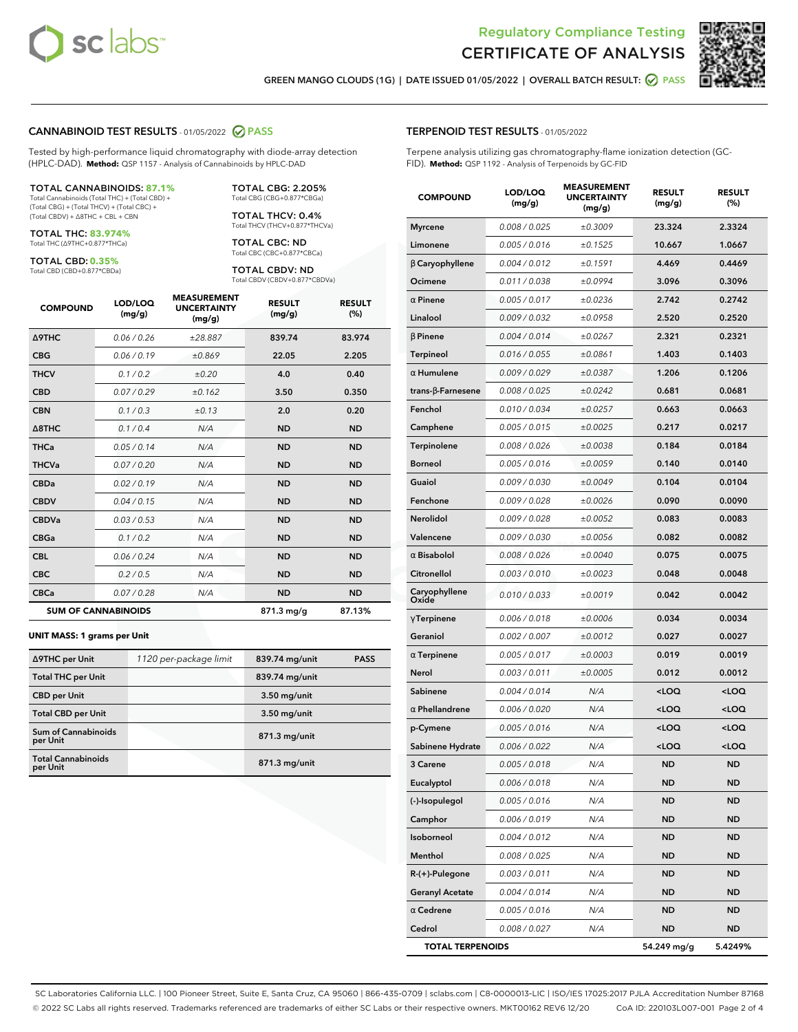Regulatory Compliance Testing
# CERTIFICATE OF ANALYSIS

GREEN MANGO CLOUDS (1G) | DATE ISSUED 01/05/2022 | OVERALL BATCH RESULT: PASS

## CANNABINOID TEST RESULTS - 01/05/2022 PASS

Tested by high-performance liquid chromatography with diode-array detection (HPLC-DAD). **Method:** QSP 1157 - Analysis of Cannabinoids by HPLC-DAD

**TOTAL CANNABINOIDS: 87.1%**
Total Cannabinoids (Total THC) + (Total CBD) + (Total CBG) + (Total THCV) + (Total CBC) + (Total CBDV) + Δ8THC + CBL + CBN

**TOTAL THC: 83.974%**
Total THC (Δ9THC+0.877*THCa)

**TOTAL CBD: 0.35%**
Total CBD (CBD+0.877*CBDa)

**TOTAL CBG: 2.205%**
Total CBG (CBG+0.877*CBGa)

**TOTAL THCV: 0.4%**
Total THCV (THCV+0.877*THCVa)

**TOTAL CBC: ND**
Total CBC (CBC+0.877*CBCa)

**TOTAL CBDV: ND**
Total CBDV (CBDV+0.877*CBDVa)

| COMPOUND | LOD/LOQ (mg/g) | MEASUREMENT UNCERTAINTY (mg/g) | RESULT (mg/g) | RESULT (%) |
|---|---|---|---|---|
| Δ9THC | 0.06 / 0.26 | ±28.887 | 839.74 | 83.974 |
| CBG | 0.06 / 0.19 | ±0.869 | 22.05 | 2.205 |
| THCV | 0.1 / 0.2 | ±0.20 | 4.0 | 0.40 |
| CBD | 0.07 / 0.29 | ±0.162 | 3.50 | 0.350 |
| CBN | 0.1 / 0.3 | ±0.13 | 2.0 | 0.20 |
| Δ8THC | 0.1 / 0.4 | N/A | ND | ND |
| THCa | 0.05 / 0.14 | N/A | ND | ND |
| THCVa | 0.07 / 0.20 | N/A | ND | ND |
| CBDa | 0.02 / 0.19 | N/A | ND | ND |
| CBDV | 0.04 / 0.15 | N/A | ND | ND |
| CBDVa | 0.03 / 0.53 | N/A | ND | ND |
| CBGa | 0.1 / 0.2 | N/A | ND | ND |
| CBL | 0.06 / 0.24 | N/A | ND | ND |
| CBC | 0.2 / 0.5 | N/A | ND | ND |
| CBCa | 0.07 / 0.28 | N/A | ND | ND |
| **SUM OF CANNABINOIDS** | | | 871.3 mg/g | 87.13% |

**UNIT MASS: 1 grams per Unit**

| | | | |
|---|---|---|---|
| Δ9THC per Unit | 1120 per-package limit | 839.74 mg/unit | PASS |
| Total THC per Unit | | 839.74 mg/unit | |
| CBD per Unit | | 3.50 mg/unit | |
| Total CBD per Unit | | 3.50 mg/unit | |
| Sum of Cannabinoids per Unit | | 871.3 mg/unit | |
| Total Cannabinoids per Unit | | 871.3 mg/unit | |

## TERPENOID TEST RESULTS - 01/05/2022

Terpene analysis utilizing gas chromatography-flame ionization detection (GC-FID). **Method:** QSP 1192 - Analysis of Terpenoids by GC-FID

| COMPOUND | LOD/LOQ (mg/g) | MEASUREMENT UNCERTAINTY (mg/g) | RESULT (mg/g) | RESULT (%) |
|---|---|---|---|---|
| Myrcene | 0.008 / 0.025 | ±0.3009 | 23.324 | 2.3324 |
| Limonene | 0.005 / 0.016 | ±0.1525 | 10.667 | 1.0667 |
| β Caryophyllene | 0.004 / 0.012 | ±0.1591 | 4.469 | 0.4469 |
| Ocimene | 0.011 / 0.038 | ±0.0994 | 3.096 | 0.3096 |
| α Pinene | 0.005 / 0.017 | ±0.0236 | 2.742 | 0.2742 |
| Linalool | 0.009 / 0.032 | ±0.0958 | 2.520 | 0.2520 |
| β Pinene | 0.004 / 0.014 | ±0.0267 | 2.321 | 0.2321 |
| Terpineol | 0.016 / 0.055 | ±0.0861 | 1.403 | 0.1403 |
| α Humulene | 0.009 / 0.029 | ±0.0387 | 1.206 | 0.1206 |
| trans-β-Farnesene | 0.008 / 0.025 | ±0.0242 | 0.681 | 0.0681 |
| Fenchol | 0.010 / 0.034 | ±0.0257 | 0.663 | 0.0663 |
| Camphene | 0.005 / 0.015 | ±0.0025 | 0.217 | 0.0217 |
| Terpinolene | 0.008 / 0.026 | ±0.0038 | 0.184 | 0.0184 |
| Borneol | 0.005 / 0.016 | ±0.0059 | 0.140 | 0.0140 |
| Guaiol | 0.009 / 0.030 | ±0.0049 | 0.104 | 0.0104 |
| Fenchone | 0.009 / 0.028 | ±0.0026 | 0.090 | 0.0090 |
| Nerolidol | 0.009 / 0.028 | ±0.0052 | 0.083 | 0.0083 |
| Valencene | 0.009 / 0.030 | ±0.0056 | 0.082 | 0.0082 |
| α Bisabolol | 0.008 / 0.026 | ±0.0040 | 0.075 | 0.0075 |
| Citronellol | 0.003 / 0.010 | ±0.0023 | 0.048 | 0.0048 |
| Caryophyllene Oxide | 0.010 / 0.033 | ±0.0019 | 0.042 | 0.0042 |
| γTerpinene | 0.006 / 0.018 | ±0.0006 | 0.034 | 0.0034 |
| Geraniol | 0.002 / 0.007 | ±0.0012 | 0.027 | 0.0027 |
| α Terpinene | 0.005 / 0.017 | ±0.0003 | 0.019 | 0.0019 |
| Nerol | 0.003 / 0.011 | ±0.0005 | 0.012 | 0.0012 |
| Sabinene | 0.004 / 0.014 | N/A | <LOQ | <LOQ |
| α Phellandrene | 0.006 / 0.020 | N/A | <LOQ | <LOQ |
| p-Cymene | 0.005 / 0.016 | N/A | <LOQ | <LOQ |
| Sabinene Hydrate | 0.006 / 0.022 | N/A | <LOQ | <LOQ |
| 3 Carene | 0.005 / 0.018 | N/A | ND | ND |
| Eucalyptol | 0.006 / 0.018 | N/A | ND | ND |
| (-)-Isopulegol | 0.005 / 0.016 | N/A | ND | ND |
| Camphor | 0.006 / 0.019 | N/A | ND | ND |
| Isoborneol | 0.004 / 0.012 | N/A | ND | ND |
| Menthol | 0.008 / 0.025 | N/A | ND | ND |
| R-(+)-Pulegone | 0.003 / 0.011 | N/A | ND | ND |
| Geranyl Acetate | 0.004 / 0.014 | N/A | ND | ND |
| α Cedrene | 0.005 / 0.016 | N/A | ND | ND |
| Cedrol | 0.008 / 0.027 | N/A | ND | ND |
| **TOTAL TERPENOIDS** | | | 54.249 mg/g | 5.4249% |

SC Laboratories California LLC. | 100 Pioneer Street, Suite E, Santa Cruz, CA 95060 | 866-435-0709 | sclabs.com | C8-0000013-LIC | ISO/IES 17025:2017 PJLA Accreditation Number 87168
© 2022 SC Labs all rights reserved. Trademarks referenced are trademarks of either SC Labs or their respective owners. MKT00162 REV6 12/20 CoA ID: 220103L007-001